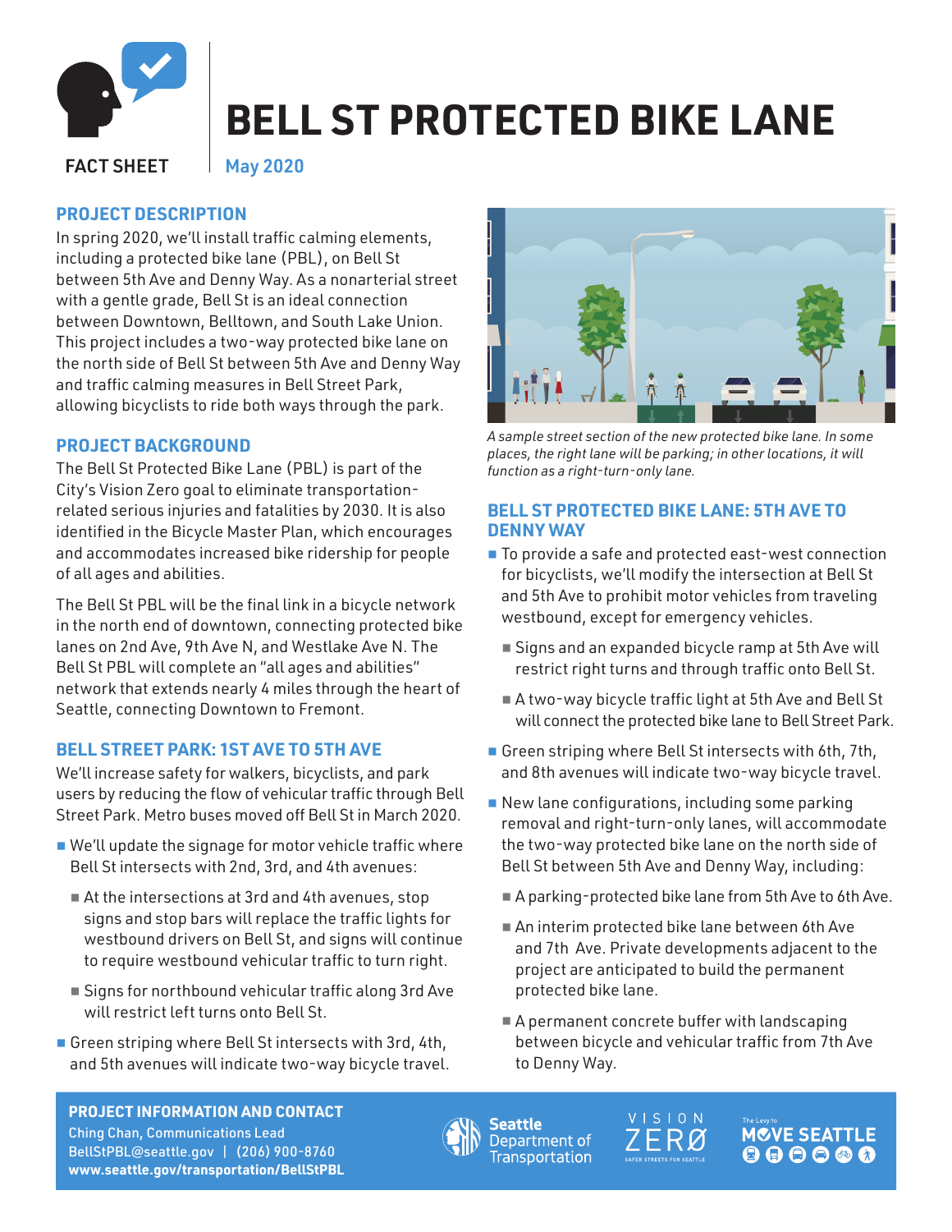FACT SHEET

# BELL ST PROTECTED BIKE LANE

May 2020

## PROJECT DESCRIPTION

In spring 2020, we'll install traffic calming elements, including a protected bike lane (PBL), on Bell St between 5th Ave and Denny Way. As a nonarterial street with a gentle grade, Bell St is an ideal connection between Downtown, Belltown, and South Lake Union. This project includes a two-way protected bike lane on the north side of Bell St between 5th Ave and Denny Way and traffic calming measures in Bell Street Park, allowing bicyclists to ride both ways through the park.

## PROJECT BACKGROUND

The Bell St Protected Bike Lane (PBL) is part of the City's Vision Zero goal to eliminate transportation-related serious injuries and fatalities by 2030. It is also identified in the Bicycle Master Plan, which encourages and accommodates increased bike ridership for people of all ages and abilities.

The Bell St PBL will be the final link in a bicycle network in the north end of downtown, connecting protected bike lanes on 2nd Ave, 9th Ave N, and Westlake Ave N. The Bell St PBL will complete an "all ages and abilities" network that extends nearly 4 miles through the heart of Seattle, connecting Downtown to Fremont.

## BELL STREET PARK: 1ST AVE TO 5TH AVE

We'll increase safety for walkers, bicyclists, and park users by reducing the flow of vehicular traffic through Bell Street Park. Metro buses moved off Bell St in March 2020.

- We'll update the signage for motor vehicle traffic where Bell St intersects with 2nd, 3rd, and 4th avenues:
  - At the intersections at 3rd and 4th avenues, stop signs and stop bars will replace the traffic lights for westbound drivers on Bell St, and signs will continue to require westbound vehicular traffic to turn right.
  - Signs for northbound vehicular traffic along 3rd Ave will restrict left turns onto Bell St.
- Green striping where Bell St intersects with 3rd, 4th, and 5th avenues will indicate two-way bicycle travel.

*A sample street section of the new protected bike lane. In some places, the right lane will be parking; in other locations, it will function as a right-turn-only lane.*

## BELL ST PROTECTED BIKE LANE: 5TH AVE TO DENNY WAY

- To provide a safe and protected east-west connection for bicyclists, we'll modify the intersection at Bell St and 5th Ave to prohibit motor vehicles from traveling westbound, except for emergency vehicles.
  - Signs and an expanded bicycle ramp at 5th Ave will restrict right turns and through traffic onto Bell St.
  - A two-way bicycle traffic light at 5th Ave and Bell St will connect the protected bike lane to Bell Street Park.
- Green striping where Bell St intersects with 6th, 7th, and 8th avenues will indicate two-way bicycle travel.
- New lane configurations, including some parking removal and right-turn-only lanes, will accommodate the two-way protected bike lane on the north side of Bell St between 5th Ave and Denny Way, including:
  - A parking-protected bike lane from 5th Ave to 6th Ave.
  - An interim protected bike lane between 6th Ave and 7th Ave. Private developments adjacent to the project are anticipated to build the permanent protected bike lane.
  - A permanent concrete buffer with landscaping between bicycle and vehicular traffic from 7th Ave to Denny Way.

**PROJECT INFORMATION AND CONTACT**
Ching Chan, Communications Lead
BellStPBL@seattle.gov | (206) 900-8760
**www.seattle.gov/transportation/BellStPBL**

Seattle Department of Transportation | VISION ZERO | The Levy to MOVE SEATTLE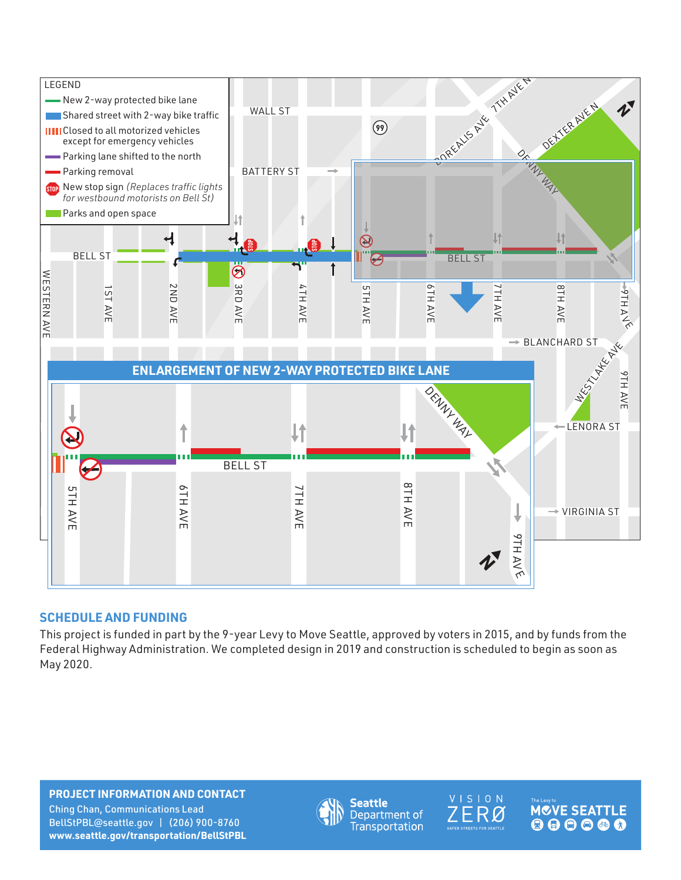LEGEND

- New 2-way protected bike lane
- Shared street with 2-way bike traffic
- Closed to all motorized vehicles except for emergency vehicles
- Parking lane shifted to the north
- Parking removal
- New stop sign *(Replaces traffic lights for westbound motorists on Bell St)*
- Parks and open space

WALL ST

BATTERY ST

BELL ST

BLANCHARD ST

LENORA ST

VIRGINIA ST

WESTERN AVE

1ST AVE

2ND AVE

3RD AVE

4TH AVE

5TH AVE

6TH AVE

7TH AVE

8TH AVE

9TH AVE

BOREALIS AVE

7TH AVE N

DEXTER AVE N

DENNY WAY

WESTLAKE AVE

99

**ENLARGEMENT OF NEW 2-WAY PROTECTED BIKE LANE**

BELL ST

5TH AVE

6TH AVE

7TH AVE

8TH AVE

9TH AVE

DENNY WAY

## SCHEDULE AND FUNDING

This project is funded in part by the 9-year Levy to Move Seattle, approved by voters in 2015, and by funds from the Federal Highway Administration. We completed design in 2019 and construction is scheduled to begin as soon as May 2020.

**PROJECT INFORMATION AND CONTACT**

Ching Chan, Communications Lead

BellStPBL@seattle.gov | (206) 900-8760

**www.seattle.gov/transportation/BellStPBL**

Seattle Department of Transportation

VISION ZERØ SAFER STREETS FOR SEATTLE

The Levy to MOVE SEATTLE